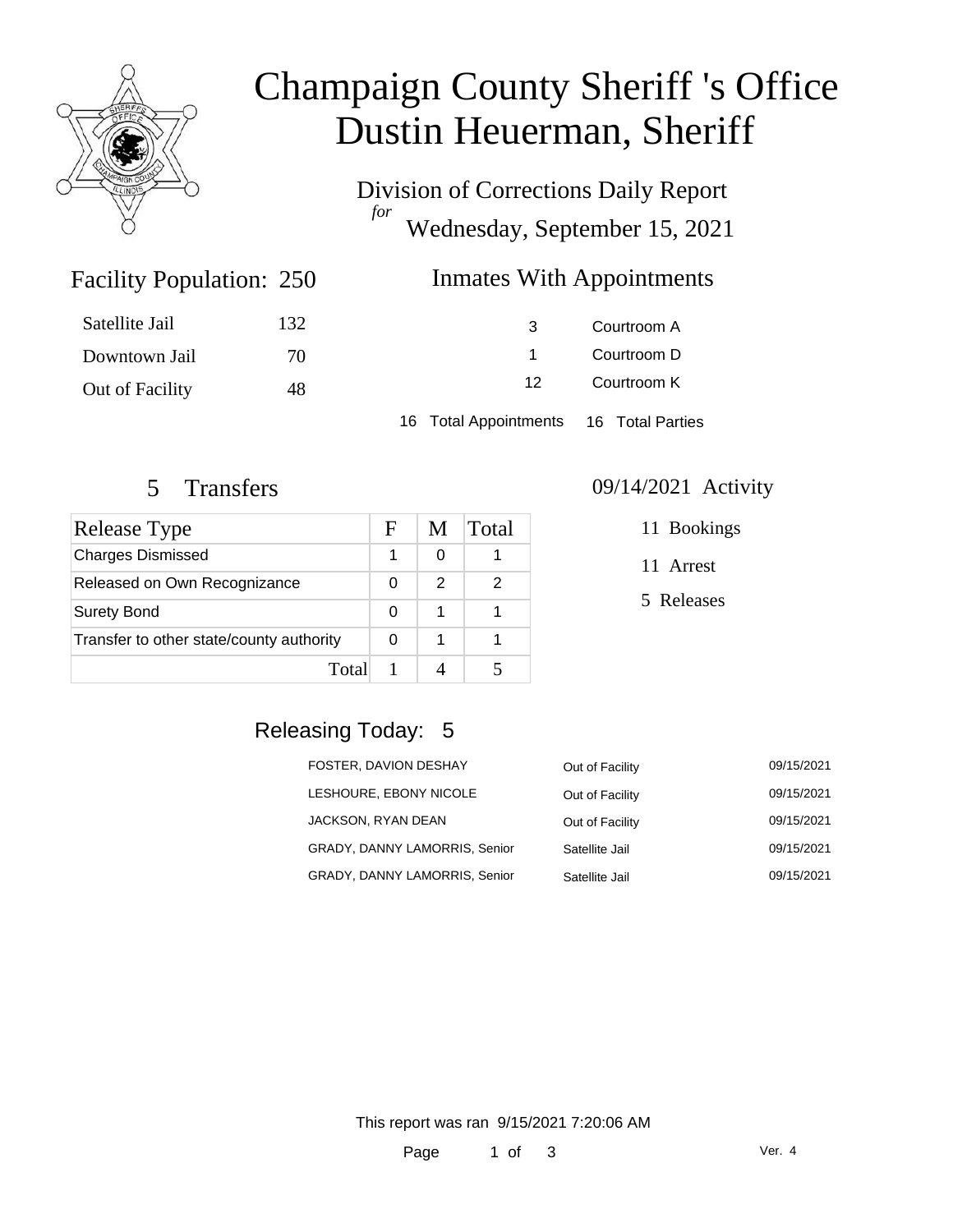# Champaign County Sheriff 's Office
# Dustin Heuerman, Sheriff

Division of Corrections Daily Report
*for*
Wednesday, September 15, 2021

## Facility Population: 250

| | |
|---|---|
| Satellite Jail | 132 |
| Downtown Jail | 70 |
| Out of Facility | 48 |

## Inmates With Appointments

| | |
|---|---|
| 3 | Courtroom A |
| 1 | Courtroom D |
| 12 | Courtroom K |

16 Total Appointments 16 Total Parties

## 5 Transfers

| Release Type | F | M | Total |
|---|---|---|---|
| Charges Dismissed | 1 | 0 | 1 |
| Released on Own Recognizance | 0 | 2 | 2 |
| Surety Bond | 0 | 1 | 1 |
| Transfer to other state/county authority | 0 | 1 | 1 |
| Total | 1 | 4 | 5 |

## 09/14/2021 Activity

11 Bookings

11 Arrest

5 Releases

## Releasing Today: 5

| | | |
|---|---|---|
| FOSTER, DAVION DESHAY | Out of Facility | 09/15/2021 |
| LESHOURE, EBONY NICOLE | Out of Facility | 09/15/2021 |
| JACKSON, RYAN DEAN | Out of Facility | 09/15/2021 |
| GRADY, DANNY LAMORRIS, Senior | Satellite Jail | 09/15/2021 |
| GRADY, DANNY LAMORRIS, Senior | Satellite Jail | 09/15/2021 |

This report was ran 9/15/2021 7:20:06 AM

Ver. 4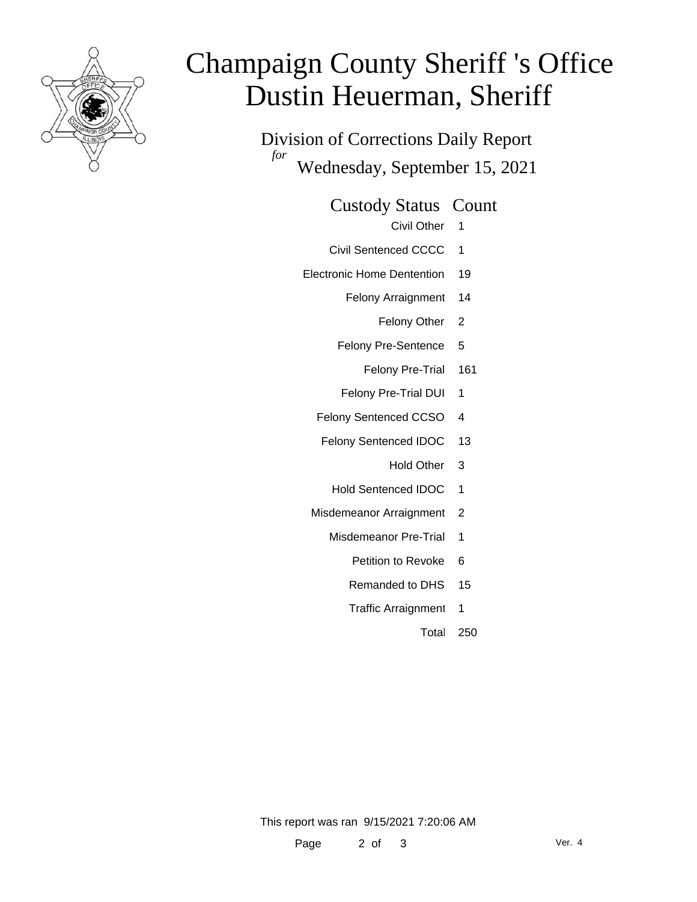# Champaign County Sheriff 's Office
# Dustin Heuerman, Sheriff

Division of Corrections Daily Report

*for* Wednesday, September 15, 2021

| Custody Status | Count |
|---|---|
| Civil Other | 1 |
| Civil Sentenced CCCC | 1 |
| Electronic Home Dentention | 19 |
| Felony Arraignment | 14 |
| Felony Other | 2 |
| Felony Pre-Sentence | 5 |
| Felony Pre-Trial | 161 |
| Felony Pre-Trial DUI | 1 |
| Felony Sentenced CCSO | 4 |
| Felony Sentenced IDOC | 13 |
| Hold Other | 3 |
| Hold Sentenced IDOC | 1 |
| Misdemeanor Arraignment | 2 |
| Misdemeanor Pre-Trial | 1 |
| Petition to Revoke | 6 |
| Remanded to DHS | 15 |
| Traffic Arraignment | 1 |
| Total | 250 |

This report was ran 9/15/2021 7:20:06 AM

Ver. 4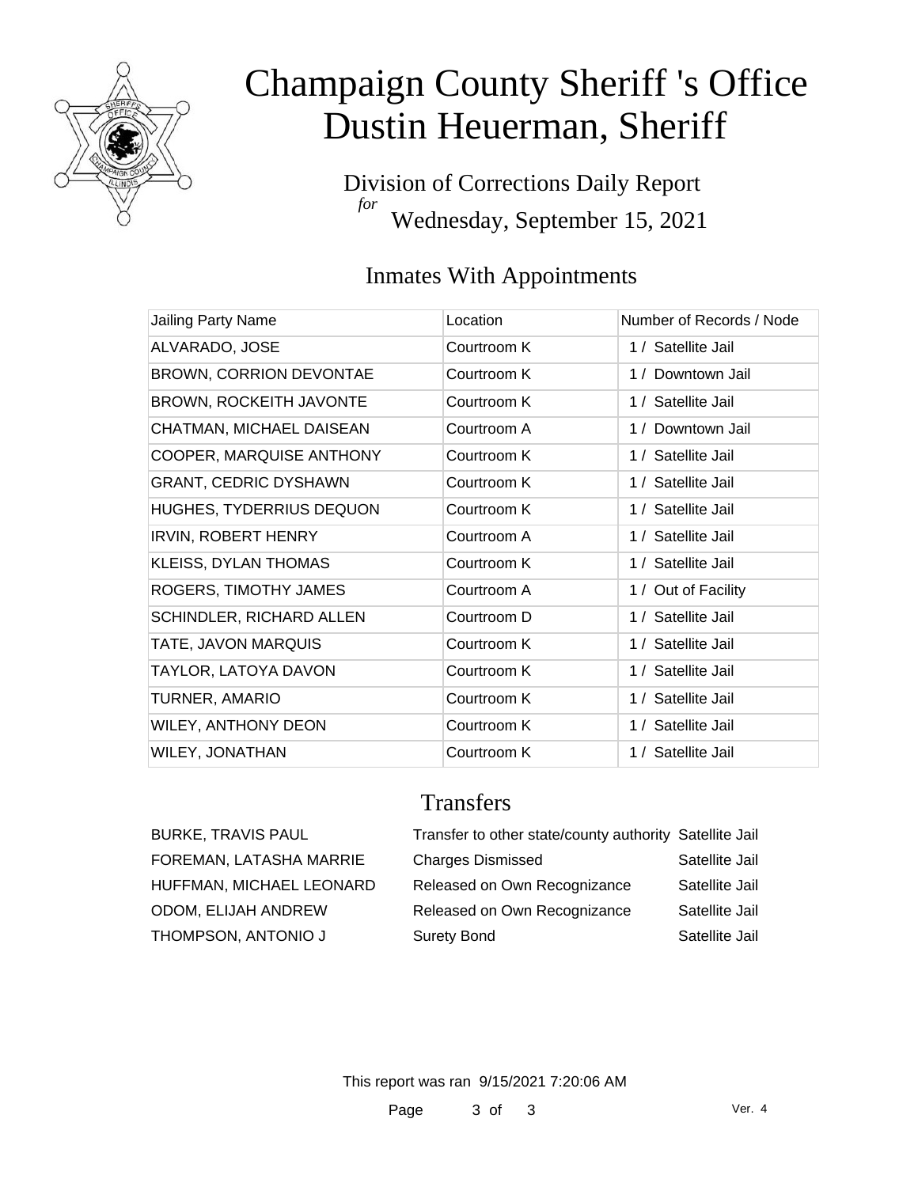# Champaign County Sheriff 's Office
# Dustin Heuerman, Sheriff

Division of Corrections Daily Report

*for*

Wednesday, September 15, 2021

## Inmates With Appointments

| Jailing Party Name | Location | Number of Records / Node |
|---|---|---|
| ALVARADO, JOSE | Courtroom K | 1 / Satellite Jail |
| BROWN, CORRION DEVONTAE | Courtroom K | 1 / Downtown Jail |
| BROWN, ROCKEITH JAVONTE | Courtroom K | 1 / Satellite Jail |
| CHATMAN, MICHAEL DAISEAN | Courtroom A | 1 / Downtown Jail |
| COOPER, MARQUISE ANTHONY | Courtroom K | 1 / Satellite Jail |
| GRANT, CEDRIC DYSHAWN | Courtroom K | 1 / Satellite Jail |
| HUGHES, TYDERRIUS DEQUON | Courtroom K | 1 / Satellite Jail |
| IRVIN, ROBERT HENRY | Courtroom A | 1 / Satellite Jail |
| KLEISS, DYLAN THOMAS | Courtroom K | 1 / Satellite Jail |
| ROGERS, TIMOTHY JAMES | Courtroom A | 1 / Out of Facility |
| SCHINDLER, RICHARD ALLEN | Courtroom D | 1 / Satellite Jail |
| TATE, JAVON MARQUIS | Courtroom K | 1 / Satellite Jail |
| TAYLOR, LATOYA DAVON | Courtroom K | 1 / Satellite Jail |
| TURNER, AMARIO | Courtroom K | 1 / Satellite Jail |
| WILEY, ANTHONY DEON | Courtroom K | 1 / Satellite Jail |
| WILEY, JONATHAN | Courtroom K | 1 / Satellite Jail |

## Transfers

| | | |
|---|---|---|
| BURKE, TRAVIS PAUL | Transfer to other state/county authority | Satellite Jail |
| FOREMAN, LATASHA MARRIE | Charges Dismissed | Satellite Jail |
| HUFFMAN, MICHAEL LEONARD | Released on Own Recognizance | Satellite Jail |
| ODOM, ELIJAH ANDREW | Released on Own Recognizance | Satellite Jail |
| THOMPSON, ANTONIO J | Surety Bond | Satellite Jail |

This report was ran 9/15/2021 7:20:06 AM

Ver. 4